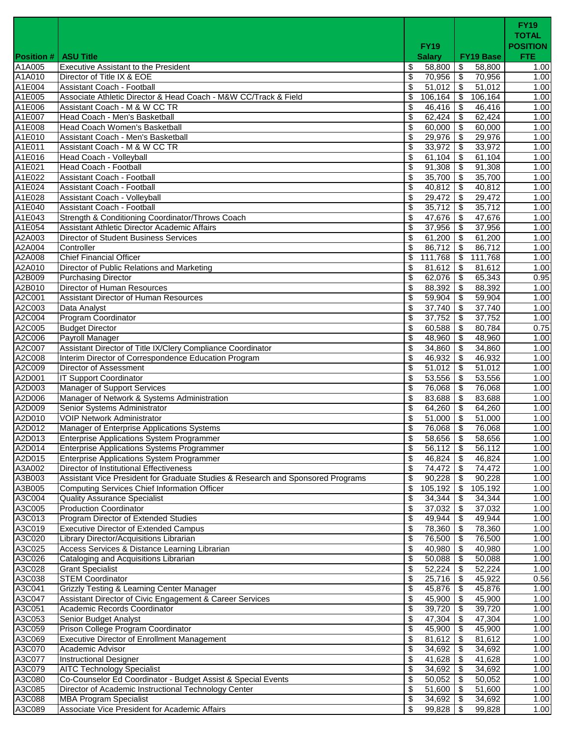| Position # | ASU Title | FY19 Salary | FY19 Base | FY19 TOTAL POSITION FTE |
|---|---|---|---|---|
| A1A005 | Executive Assistant to the President | $ 58,800 | $ 58,800 | 1.00 |
| A1A010 | Director of Title IX & EOE | $ 70,956 | $ 70,956 | 1.00 |
| A1E004 | Assistant Coach - Football | $ 51,012 | $ 51,012 | 1.00 |
| A1E005 | Associate Athletic Director & Head Coach - M&W CC/Track & Field | $ 106,164 | $ 106,164 | 1.00 |
| A1E006 | Assistant Coach - M & W CC TR | $ 46,416 | $ 46,416 | 1.00 |
| A1E007 | Head Coach - Men's Basketball | $ 62,424 | $ 62,424 | 1.00 |
| A1E008 | Head Coach Women's Basketball | $ 60,000 | $ 60,000 | 1.00 |
| A1E010 | Assistant Coach - Men's Basketball | $ 29,976 | $ 29,976 | 1.00 |
| A1E011 | Assistant Coach - M & W CC TR | $ 33,972 | $ 33,972 | 1.00 |
| A1E016 | Head Coach - Volleyball | $ 61,104 | $ 61,104 | 1.00 |
| A1E021 | Head Coach - Football | $ 91,308 | $ 91,308 | 1.00 |
| A1E022 | Assistant Coach - Football | $ 35,700 | $ 35,700 | 1.00 |
| A1E024 | Assistant Coach - Football | $ 40,812 | $ 40,812 | 1.00 |
| A1E028 | Assistant Coach - Volleyball | $ 29,472 | $ 29,472 | 1.00 |
| A1E040 | Assistant Coach - Football | $ 35,712 | $ 35,712 | 1.00 |
| A1E043 | Strength & Conditioning Coordinator/Throws Coach | $ 47,676 | $ 47,676 | 1.00 |
| A1E054 | Assistant Athletic Director Academic Affairs | $ 37,956 | $ 37,956 | 1.00 |
| A2A003 | Director of Student Business Services | $ 61,200 | $ 61,200 | 1.00 |
| A2A004 | Controller | $ 86,712 | $ 86,712 | 1.00 |
| A2A008 | Chief Financial Officer | $ 111,768 | $ 111,768 | 1.00 |
| A2A010 | Director of Public Relations and Marketing | $ 81,612 | $ 81,612 | 1.00 |
| A2B009 | Purchasing Director | $ 62,076 | $ 65,343 | 0.95 |
| A2B010 | Director of Human Resources | $ 88,392 | $ 88,392 | 1.00 |
| A2C001 | Assistant Director of Human Resources | $ 59,904 | $ 59,904 | 1.00 |
| A2C003 | Data Analyst | $ 37,740 | $ 37,740 | 1.00 |
| A2C004 | Program Coordinator | $ 37,752 | $ 37,752 | 1.00 |
| A2C005 | Budget Director | $ 60,588 | $ 80,784 | 0.75 |
| A2C006 | Payroll Manager | $ 48,960 | $ 48,960 | 1.00 |
| A2C007 | Assistant Director of Title IX/Clery Compliance Coordinator | $ 34,860 | $ 34,860 | 1.00 |
| A2C008 | Interim Director of Correspondence Education Program | $ 46,932 | $ 46,932 | 1.00 |
| A2C009 | Director of Assessment | $ 51,012 | $ 51,012 | 1.00 |
| A2D001 | IT Support Coordinator | $ 53,556 | $ 53,556 | 1.00 |
| A2D003 | Manager of Support Services | $ 76,068 | $ 76,068 | 1.00 |
| A2D006 | Manager of Network & Systems Administration | $ 83,688 | $ 83,688 | 1.00 |
| A2D009 | Senior Systems Administrator | $ 64,260 | $ 64,260 | 1.00 |
| A2D010 | VOIP Network Administrator | $ 51,000 | $ 51,000 | 1.00 |
| A2D012 | Manager of Enterprise Applications Systems | $ 76,068 | $ 76,068 | 1.00 |
| A2D013 | Enterprise Applications System Programmer | $ 58,656 | $ 58,656 | 1.00 |
| A2D014 | Enterprise Applications Systems Programmer | $ 56,112 | $ 56,112 | 1.00 |
| A2D015 | Enterprise Applications System Programmer | $ 46,824 | $ 46,824 | 1.00 |
| A3A002 | Director of Institutional Effectiveness | $ 74,472 | $ 74,472 | 1.00 |
| A3B003 | Assistant Vice President for Graduate Studies & Research and Sponsored Programs | $ 90,228 | $ 90,228 | 1.00 |
| A3B005 | Computing Services Chief Information Officer | $ 105,192 | $ 105,192 | 1.00 |
| A3C004 | Quality Assurance Specialist | $ 34,344 | $ 34,344 | 1.00 |
| A3C005 | Production Coordinator | $ 37,032 | $ 37,032 | 1.00 |
| A3C013 | Program Director of Extended Studies | $ 49,944 | $ 49,944 | 1.00 |
| A3C019 | Executive Director of Extended Campus | $ 78,360 | $ 78,360 | 1.00 |
| A3C020 | Library Director/Acquisitions Librarian | $ 76,500 | $ 76,500 | 1.00 |
| A3C025 | Access Services & Distance Learning Librarian | $ 40,980 | $ 40,980 | 1.00 |
| A3C026 | Cataloging and Acquisitions Librarian | $ 50,088 | $ 50,088 | 1.00 |
| A3C028 | Grant Specialist | $ 52,224 | $ 52,224 | 1.00 |
| A3C038 | STEM Coordinator | $ 25,716 | $ 45,922 | 0.56 |
| A3C041 | Grizzly Testing & Learning Center Manager | $ 45,876 | $ 45,876 | 1.00 |
| A3C047 | Assistant Director of Civic Engagement & Career Services | $ 45,900 | $ 45,900 | 1.00 |
| A3C051 | Academic Records Coordinator | $ 39,720 | $ 39,720 | 1.00 |
| A3C053 | Senior Budget Analyst | $ 47,304 | $ 47,304 | 1.00 |
| A3C059 | Prison College Program Coordinator | $ 45,900 | $ 45,900 | 1.00 |
| A3C069 | Executive Director of Enrollment Management | $ 81,612 | $ 81,612 | 1.00 |
| A3C070 | Academic Advisor | $ 34,692 | $ 34,692 | 1.00 |
| A3C077 | Instructional Designer | $ 41,628 | $ 41,628 | 1.00 |
| A3C079 | AITC Technology Specialist | $ 34,692 | $ 34,692 | 1.00 |
| A3C080 | Co-Counselor Ed Coordinator - Budget Assist & Special Events | $ 50,052 | $ 50,052 | 1.00 |
| A3C085 | Director of Academic Instructional Technology Center | $ 51,600 | $ 51,600 | 1.00 |
| A3C088 | MBA Program Specialist | $ 34,692 | $ 34,692 | 1.00 |
| A3C089 | Associate Vice President for Academic Affairs | $ 99,828 | $ 99,828 | 1.00 |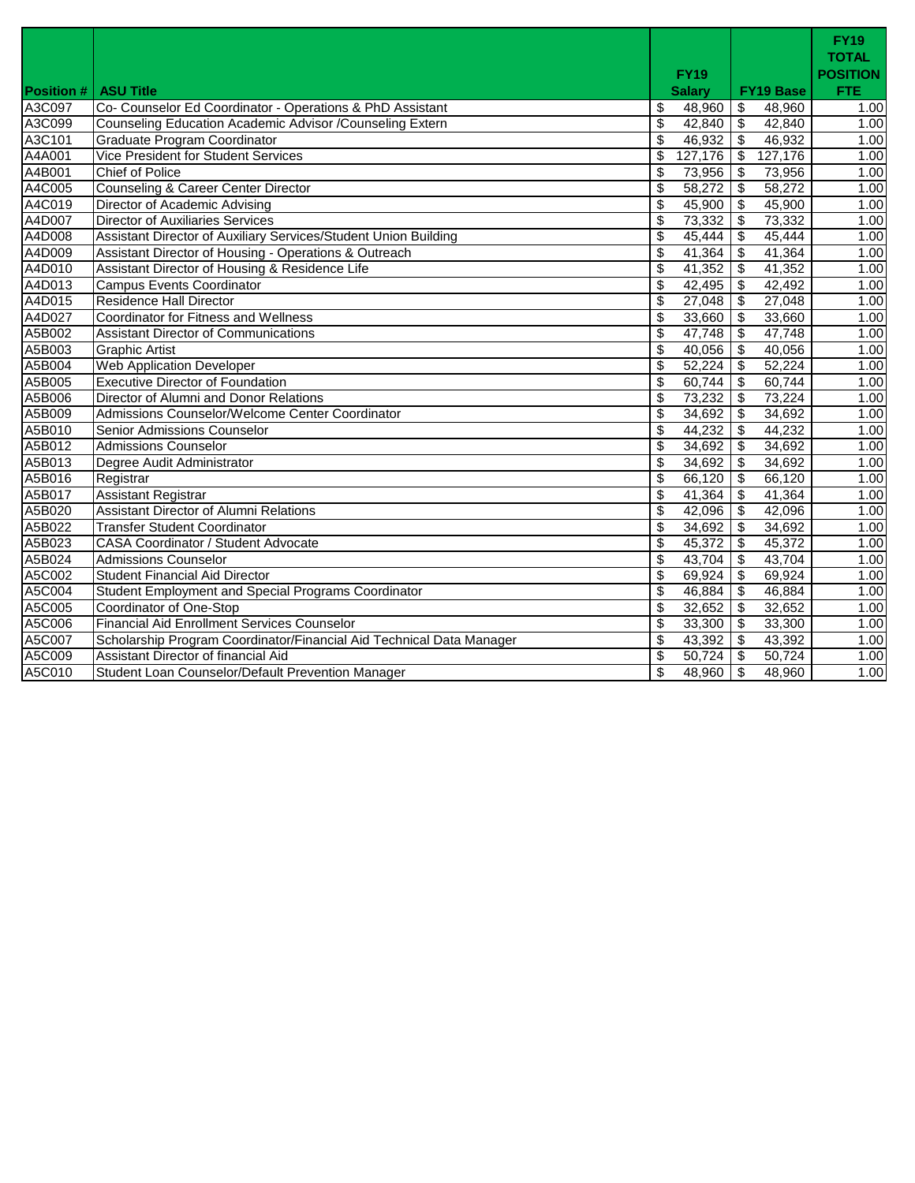| Position # | ASU Title | FY19 Salary | FY19 Base | FY19 TOTAL POSITION FTE |
|---|---|---|---|---|
| A3C097 | Co- Counselor Ed Coordinator - Operations & PhD Assistant | $ 48,960 | $ 48,960 | 1.00 |
| A3C099 | Counseling Education Academic Advisor /Counseling Extern | $ 42,840 | $ 42,840 | 1.00 |
| A3C101 | Graduate Program Coordinator | $ 46,932 | $ 46,932 | 1.00 |
| A4A001 | Vice President for Student Services | $ 127,176 | $ 127,176 | 1.00 |
| A4B001 | Chief of Police | $ 73,956 | $ 73,956 | 1.00 |
| A4C005 | Counseling & Career Center Director | $ 58,272 | $ 58,272 | 1.00 |
| A4C019 | Director of Academic Advising | $ 45,900 | $ 45,900 | 1.00 |
| A4D007 | Director of Auxiliaries Services | $ 73,332 | $ 73,332 | 1.00 |
| A4D008 | Assistant Director of Auxiliary Services/Student Union Building | $ 45,444 | $ 45,444 | 1.00 |
| A4D009 | Assistant Director of Housing - Operations & Outreach | $ 41,364 | $ 41,364 | 1.00 |
| A4D010 | Assistant Director of Housing & Residence Life | $ 41,352 | $ 41,352 | 1.00 |
| A4D013 | Campus Events Coordinator | $ 42,495 | $ 42,492 | 1.00 |
| A4D015 | Residence Hall Director | $ 27,048 | $ 27,048 | 1.00 |
| A4D027 | Coordinator for Fitness and Wellness | $ 33,660 | $ 33,660 | 1.00 |
| A5B002 | Assistant Director of Communications | $ 47,748 | $ 47,748 | 1.00 |
| A5B003 | Graphic Artist | $ 40,056 | $ 40,056 | 1.00 |
| A5B004 | Web Application Developer | $ 52,224 | $ 52,224 | 1.00 |
| A5B005 | Executive Director of Foundation | $ 60,744 | $ 60,744 | 1.00 |
| A5B006 | Director of Alumni and Donor Relations | $ 73,232 | $ 73,224 | 1.00 |
| A5B009 | Admissions Counselor/Welcome Center Coordinator | $ 34,692 | $ 34,692 | 1.00 |
| A5B010 | Senior Admissions Counselor | $ 44,232 | $ 44,232 | 1.00 |
| A5B012 | Admissions Counselor | $ 34,692 | $ 34,692 | 1.00 |
| A5B013 | Degree Audit Administrator | $ 34,692 | $ 34,692 | 1.00 |
| A5B016 | Registrar | $ 66,120 | $ 66,120 | 1.00 |
| A5B017 | Assistant Registrar | $ 41,364 | $ 41,364 | 1.00 |
| A5B020 | Assistant Director of Alumni Relations | $ 42,096 | $ 42,096 | 1.00 |
| A5B022 | Transfer Student Coordinator | $ 34,692 | $ 34,692 | 1.00 |
| A5B023 | CASA Coordinator / Student Advocate | $ 45,372 | $ 45,372 | 1.00 |
| A5B024 | Admissions Counselor | $ 43,704 | $ 43,704 | 1.00 |
| A5C002 | Student Financial Aid Director | $ 69,924 | $ 69,924 | 1.00 |
| A5C004 | Student Employment and Special Programs Coordinator | $ 46,884 | $ 46,884 | 1.00 |
| A5C005 | Coordinator of One-Stop | $ 32,652 | $ 32,652 | 1.00 |
| A5C006 | Financial Aid Enrollment Services Counselor | $ 33,300 | $ 33,300 | 1.00 |
| A5C007 | Scholarship Program Coordinator/Financial Aid Technical Data Manager | $ 43,392 | $ 43,392 | 1.00 |
| A5C009 | Assistant Director of financial Aid | $ 50,724 | $ 50,724 | 1.00 |
| A5C010 | Student Loan Counselor/Default Prevention Manager | $ 48,960 | $ 48,960 | 1.00 |